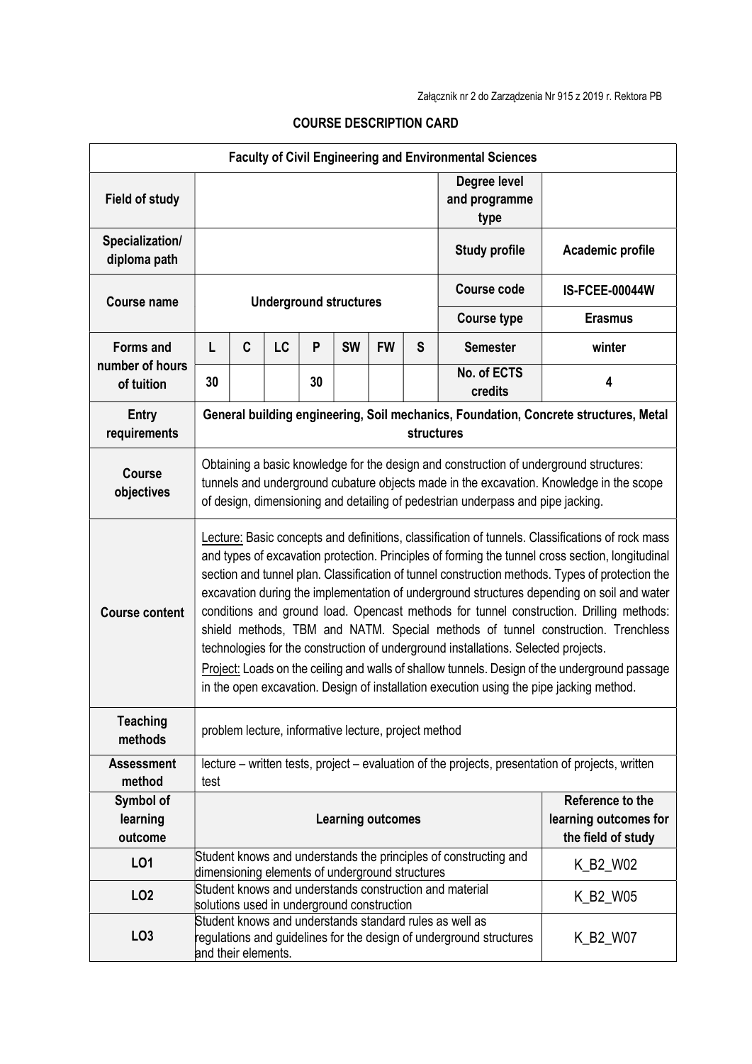Załącznik nr 2 do Zarządzenia Nr 915 z 2019 r. Rektora PB

# COURSE DESCRIPTION CARD

| Faculty of Civil Engineering and Environmental Sciences | | | | | | | | | |
|---|---|---|---|---|---|---|---|---|---|
| **Field of study** | | | | | | | | **Degree level and programme type** | |
| **Specialization/ diploma path** | | | | | | | | **Study profile** | **Academic profile** |
| **Course name** | **Underground structures** | | | | | | | **Course code** | **IS-FCEE-00044W** |
| | | | | | | | | **Course type** | **Erasmus** |
| **Forms and number of hours of tuition** | **L** | **C** | **LC** | **P** | **SW** | **FW** | **S** | **Semester** | **winter** |
| | **30** | | | **30** | | | | **No. of ECTS credits** | **4** |
| **Entry requirements** | **General building engineering, Soil mechanics, Foundation, Concrete structures, Metal structures** | | | | | | | | |
| **Course objectives** | Obtaining a basic knowledge for the design and construction of underground structures: tunnels and underground cubature objects made in the excavation. Knowledge in the scope of design, dimensioning and detailing of pedestrian underpass and pipe jacking. | | | | | | | | |
| **Course content** | Lecture: Basic concepts and definitions, classification of tunnels. Classifications of rock mass and types of excavation protection. Principles of forming the tunnel cross section, longitudinal section and tunnel plan. Classification of tunnel construction methods. Types of protection the excavation during the implementation of underground structures depending on soil and water conditions and ground load. Opencast methods for tunnel construction. Drilling methods: shield methods, TBM and NATM. Special methods of tunnel construction. Trenchless technologies for the construction of underground installations. Selected projects. Project: Loads on the ceiling and walls of shallow tunnels. Design of the underground passage in the open excavation. Design of installation execution using the pipe jacking method. | | | | | | | | |
| **Teaching methods** | problem lecture, informative lecture, project method | | | | | | | | |
| **Assessment method** | lecture – written tests, project – evaluation of the projects, presentation of projects, written test | | | | | | | | |
| **Symbol of learning outcome** | **Learning outcomes** | | | | | | | | **Reference to the learning outcomes for the field of study** |
| **LO1** | Student knows and understands the principles of constructing and dimensioning elements of underground structures | | | | | | | | K_B2_W02 |
| **LO2** | Student knows and understands construction and material solutions used in underground construction | | | | | | | | K_B2_W05 |
| **LO3** | Student knows and understands standard rules as well as regulations and guidelines for the design of underground structures and their elements. | | | | | | | | K_B2_W07 |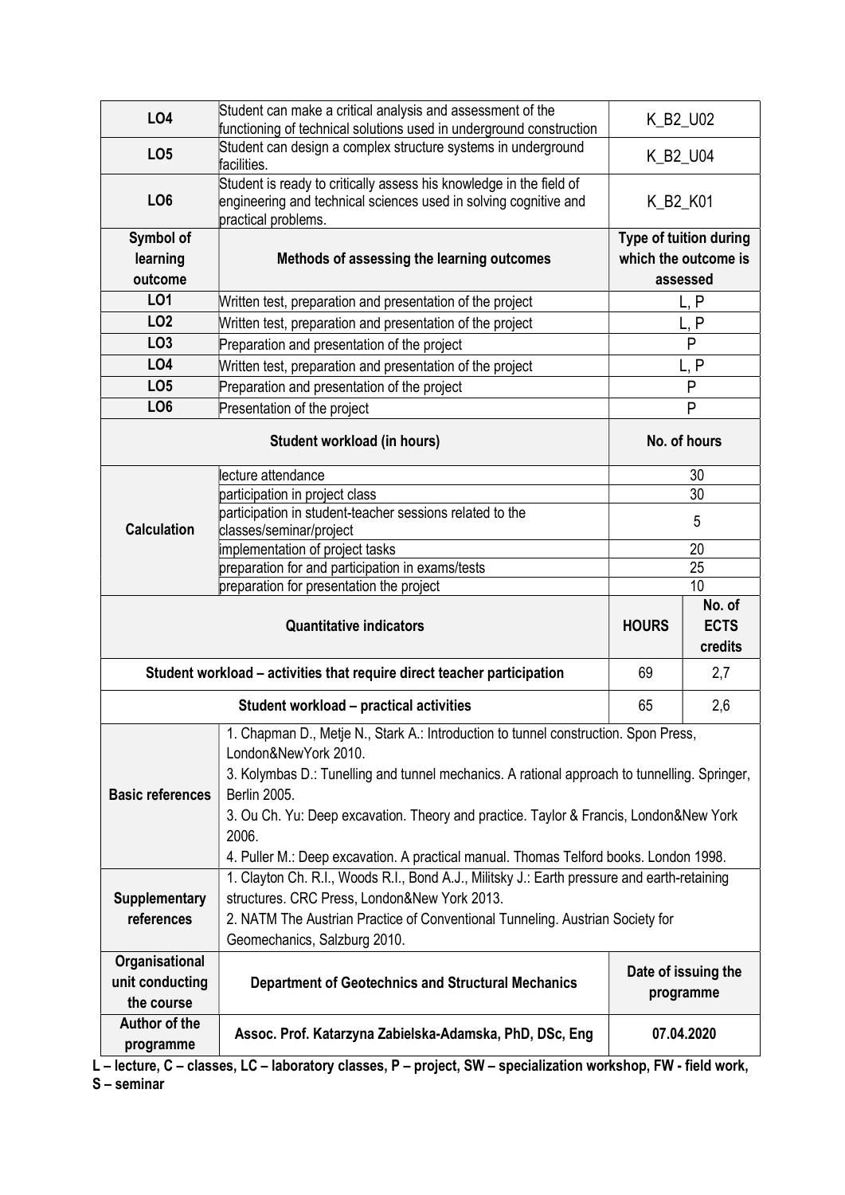| | | | |
|---|---|---|---|
| **LO4** | Student can make a critical analysis and assessment of the functioning of technical solutions used in underground construction | K_B2_U02 | |
| **LO5** | Student can design a complex structure systems in underground facilities. | K_B2_U04 | |
| **LO6** | Student is ready to critically assess his knowledge in the field of engineering and technical sciences used in solving cognitive and practical problems. | K_B2_K01 | |
| **Symbol of learning outcome** | **Methods of assessing the learning outcomes** | **Type of tuition during which the outcome is assessed** | |
| **LO1** | Written test, preparation and presentation of the project | L, P | |
| **LO2** | Written test, preparation and presentation of the project | L, P | |
| **LO3** | Preparation and presentation of the project | P | |
| **LO4** | Written test, preparation and presentation of the project | L, P | |
| **LO5** | Preparation and presentation of the project | P | |
| **LO6** | Presentation of the project | P | |
| **Student workload (in hours)** | | **No. of hours** | |
| **Calculation** | lecture attendance | 30 | |
| | participation in project class | 30 | |
| | participation in student-teacher sessions related to the classes/seminar/project | 5 | |
| | implementation of project tasks | 20 | |
| | preparation for and participation in exams/tests | 25 | |
| | preparation for presentation the project | 10 | |
| **Quantitative indicators** | | **HOURS** | **No. of ECTS credits** |
| **Student workload – activities that require direct teacher participation** | | 69 | 2,7 |
| **Student workload – practical activities** | | 65 | 2,6 |
| **Basic references** | 1. Chapman D., Metje N., Stark A.: Introduction to tunnel construction. Spon Press, London&NewYork 2010.<br>3. Kolymbas D.: Tunelling and tunnel mechanics. A rational approach to tunnelling. Springer, Berlin 2005.<br>3. Ou Ch. Yu: Deep excavation. Theory and practice. Taylor & Francis, London&New York 2006.<br>4. Puller M.: Deep excavation. A practical manual. Thomas Telford books. London 1998. | | |
| **Supplementary references** | 1. Clayton Ch. R.I., Woods R.I., Bond A.J., Militsky J.: Earth pressure and earth-retaining structures. CRC Press, London&New York 2013.<br>2. NATM The Austrian Practice of Conventional Tunneling. Austrian Society for Geomechanics, Salzburg 2010. | | |
| **Organisational unit conducting the course** | **Department of Geotechnics and Structural Mechanics** | **Date of issuing the programme** | |
| **Author of the programme** | **Assoc. Prof. Katarzyna Zabielska-Adamska, PhD, DSc, Eng** | **07.04.2020** | |

**L – lecture, C – classes, LC – laboratory classes, P – project, SW – specialization workshop, FW - field work, S – seminar**